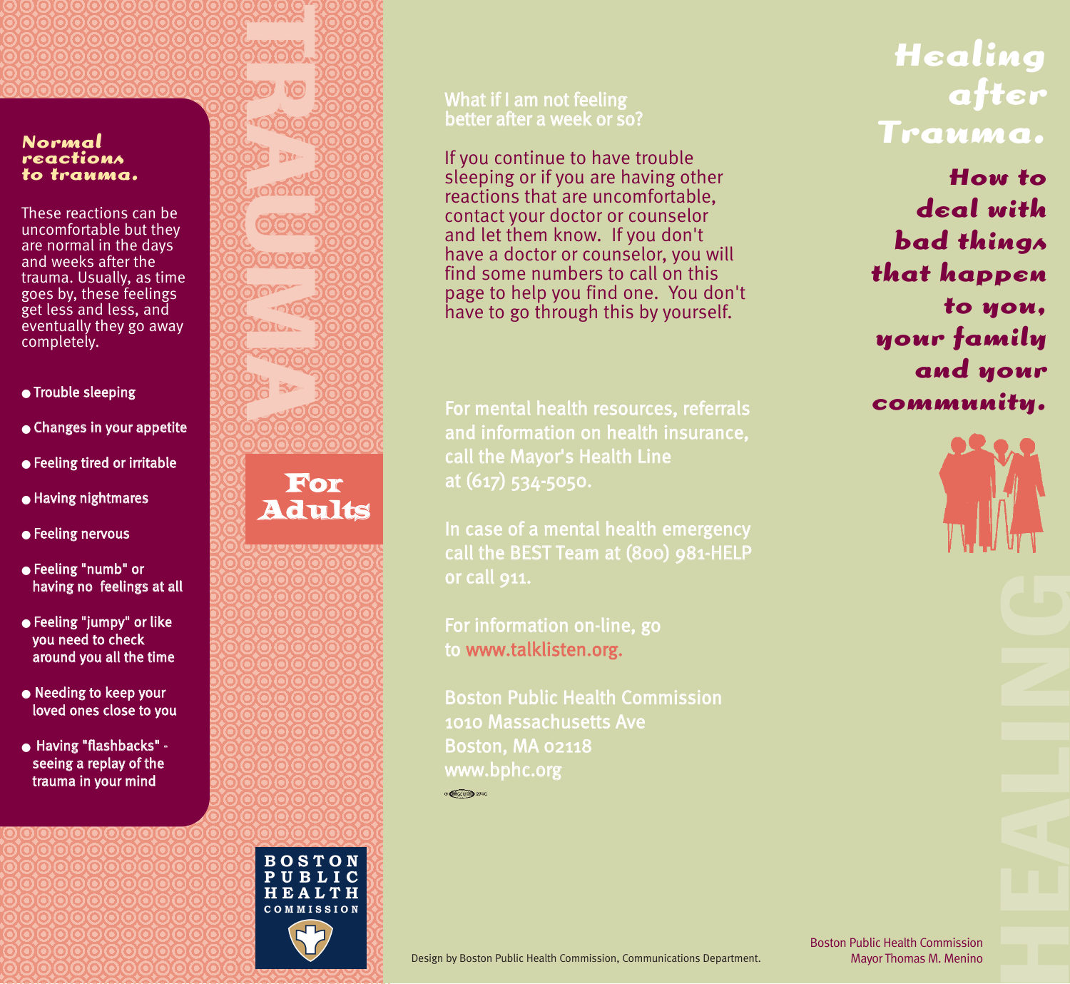## Normal reactions to trauma.

These reactions can be uncomfortable but they are normal in the days and weeks after the trauma. Usually, as time goes by, these feelings get less and less, and eventually they go away completely.

- Trouble sleeping
- Changes in your appetite
- Feeling tired or irritable
- Having nightmares
- Feeling nervous
- Feeling "numb" or having no feelings at all
- Feeling "jumpy" or like you need to check around you all the time
- Needing to keep your loved ones close to you
- Having "flashbacks" - seeing a replay of the trauma in your mind

TRAUMA

**For Adults**

BOSTON PUBLIC HEALTH COMMISSION

### What if I am not feeling better after a week or so?

If you continue to have trouble sleeping or if you are having other reactions that are uncomfortable, contact your doctor or counselor and let them know. If you don't have a doctor or counselor, you will find some numbers to call on this page to help you find one. You don't have to go through this by yourself.

For mental health resources, referrals and information on health insurance, call the Mayor's Health Line at (617) 534-5050.

In case of a mental health emergency call the BEST Team at (800) 981-HELP or call 911.

For information on-line, go to www.talklisten.org.

Boston Public Health Commission
1010 Massachusetts Ave
Boston, MA 02118
www.bphc.org

Design by Boston Public Health Commission, Communications Department.

# Healing after Trauma.

## How to deal with bad things that happen to you, your family and your community.

HEALING

Boston Public Health Commission
Mayor Thomas M. Menino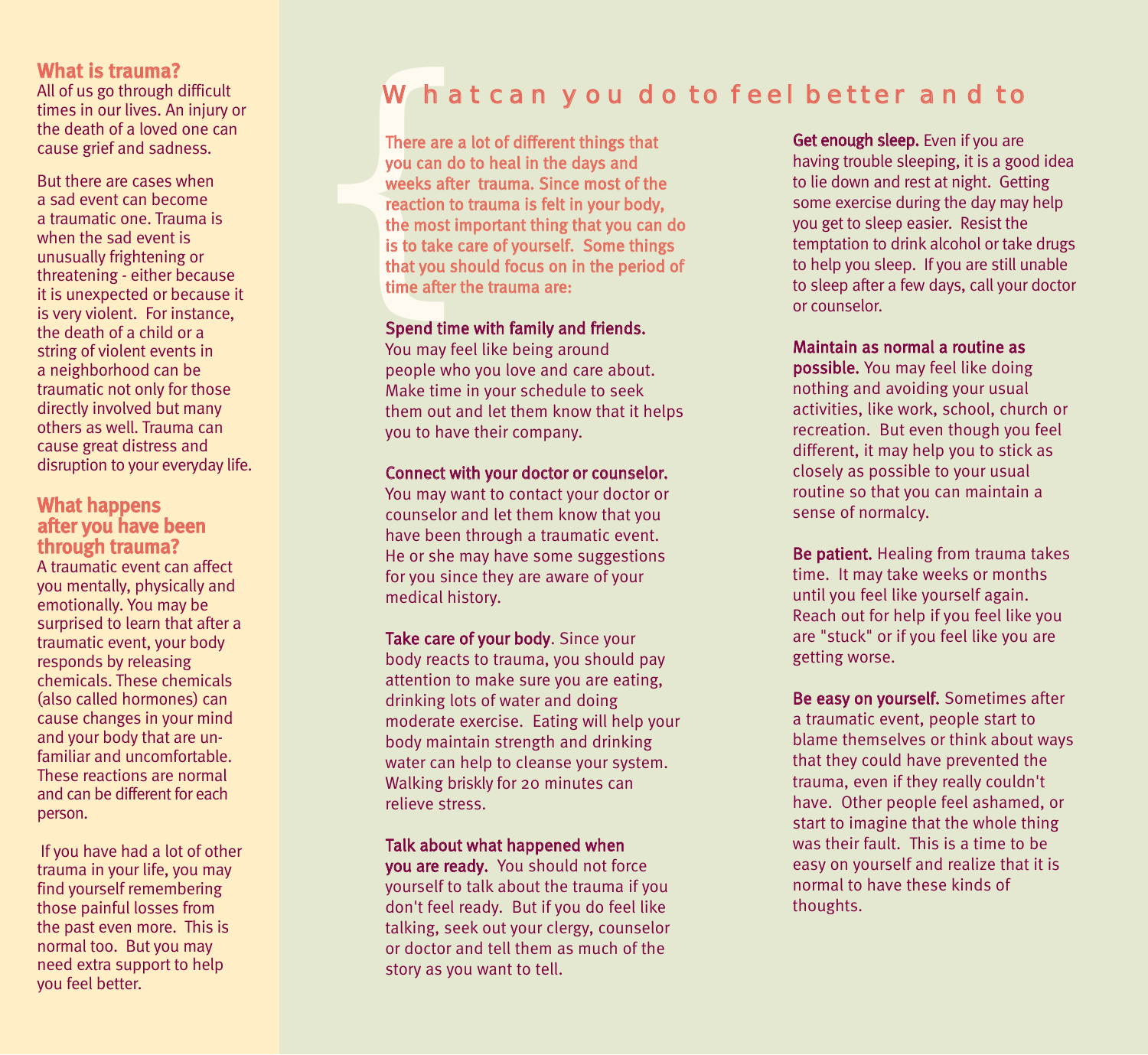## What is trauma?

All of us go through difficult times in our lives. An injury or the death of a loved one can cause grief and sadness.

But there are cases when a sad event can become a traumatic one. Trauma is when the sad event is unusually frightening or threatening - either because it is unexpected or because it is very violent. For instance, the death of a child or a string of violent events in a neighborhood can be traumatic not only for those directly involved but many others as well. Trauma can cause great distress and disruption to your everyday life.

## What happens after you have been through trauma?

A traumatic event can affect you mentally, physically and emotionally. You may be surprised to learn that after a traumatic event, your body responds by releasing chemicals. These chemicals (also called hormones) can cause changes in your mind and your body that are unfamiliar and uncomfortable. These reactions are normal and can be different for each person.

If you have had a lot of other trauma in your life, you may find yourself remembering those painful losses from the past even more. This is normal too. But you may need extra support to help you feel better.

# What can you do to feel better and to

There are a lot of different things that you can do to heal in the days and weeks after trauma. Since most of the reaction to trauma is felt in your body, the most important thing that you can do is to take care of yourself. Some things that you should focus on in the period of time after the trauma are:

**Spend time with family and friends.** You may feel like being around people who you love and care about. Make time in your schedule to seek them out and let them know that it helps you to have their company.

**Connect with your doctor or counselor.** You may want to contact your doctor or counselor and let them know that you have been through a traumatic event. He or she may have some suggestions for you since they are aware of your medical history.

**Take care of your body**. Since your body reacts to trauma, you should pay attention to make sure you are eating, drinking lots of water and doing moderate exercise. Eating will help your body maintain strength and drinking water can help to cleanse your system. Walking briskly for 20 minutes can relieve stress.

**Talk about what happened when you are ready.** You should not force yourself to talk about the trauma if you don't feel ready. But if you do feel like talking, seek out your clergy, counselor or doctor and tell them as much of the story as you want to tell.

**Get enough sleep.** Even if you are having trouble sleeping, it is a good idea to lie down and rest at night. Getting some exercise during the day may help you get to sleep easier. Resist the temptation to drink alcohol or take drugs to help you sleep. If you are still unable to sleep after a few days, call your doctor or counselor.

**Maintain as normal a routine as possible.** You may feel like doing nothing and avoiding your usual activities, like work, school, church or recreation. But even though you feel different, it may help you to stick as closely as possible to your usual routine so that you can maintain a sense of normalcy.

**Be patient.** Healing from trauma takes time. It may take weeks or months until you feel like yourself again. Reach out for help if you feel like you are "stuck" or if you feel like you are getting worse.

**Be easy on yourself.** Sometimes after a traumatic event, people start to blame themselves or think about ways that they could have prevented the trauma, even if they really couldn't have. Other people feel ashamed, or start to imagine that the whole thing was their fault. This is a time to be easy on yourself and realize that it is normal to have these kinds of thoughts.